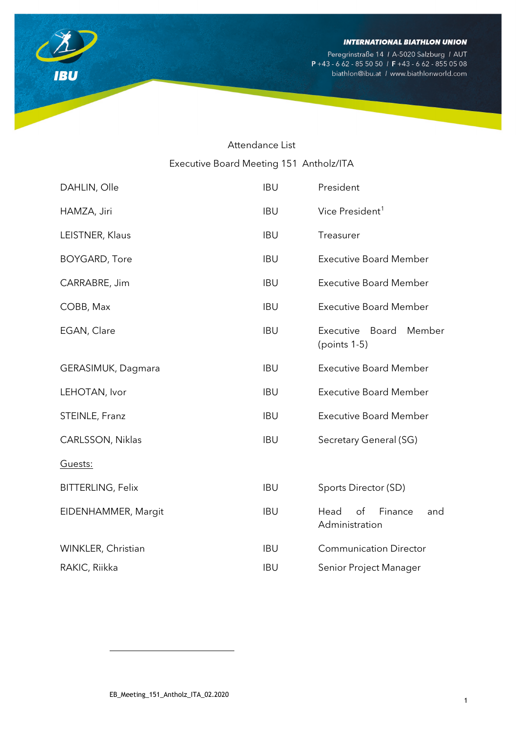Attendance List

Executive Board Meeting 151 Antholz/ITA

| | | |
|---|---|---|
| DAHLIN, Olle | IBU | President |
| HAMZA, Jiri | IBU | Vice President[1] |
| LEISTNER, Klaus | IBU | Treasurer |
| BOYGARD, Tore | IBU | Executive Board Member |
| CARRABRE, Jim | IBU | Executive Board Member |
| COBB, Max | IBU | Executive Board Member |
| EGAN, Clare | IBU | Executive Board Member (points 1-5) |
| GERASIMUK, Dagmara | IBU | Executive Board Member |
| LEHOTAN, Ivor | IBU | Executive Board Member |
| STEINLE, Franz | IBU | Executive Board Member |
| CARLSSON, Niklas | IBU | Secretary General (SG) |
| Guests: | | |
| BITTERLING, Felix | IBU | Sports Director (SD) |
| EIDENHAMMER, Margit | IBU | Head of Finance and Administration |
| WINKLER, Christian | IBU | Communication Director |
| RAKIC, Riikka | IBU | Senior Project Manager |

EB_Meeting_151_Antholz_ITA_02.2020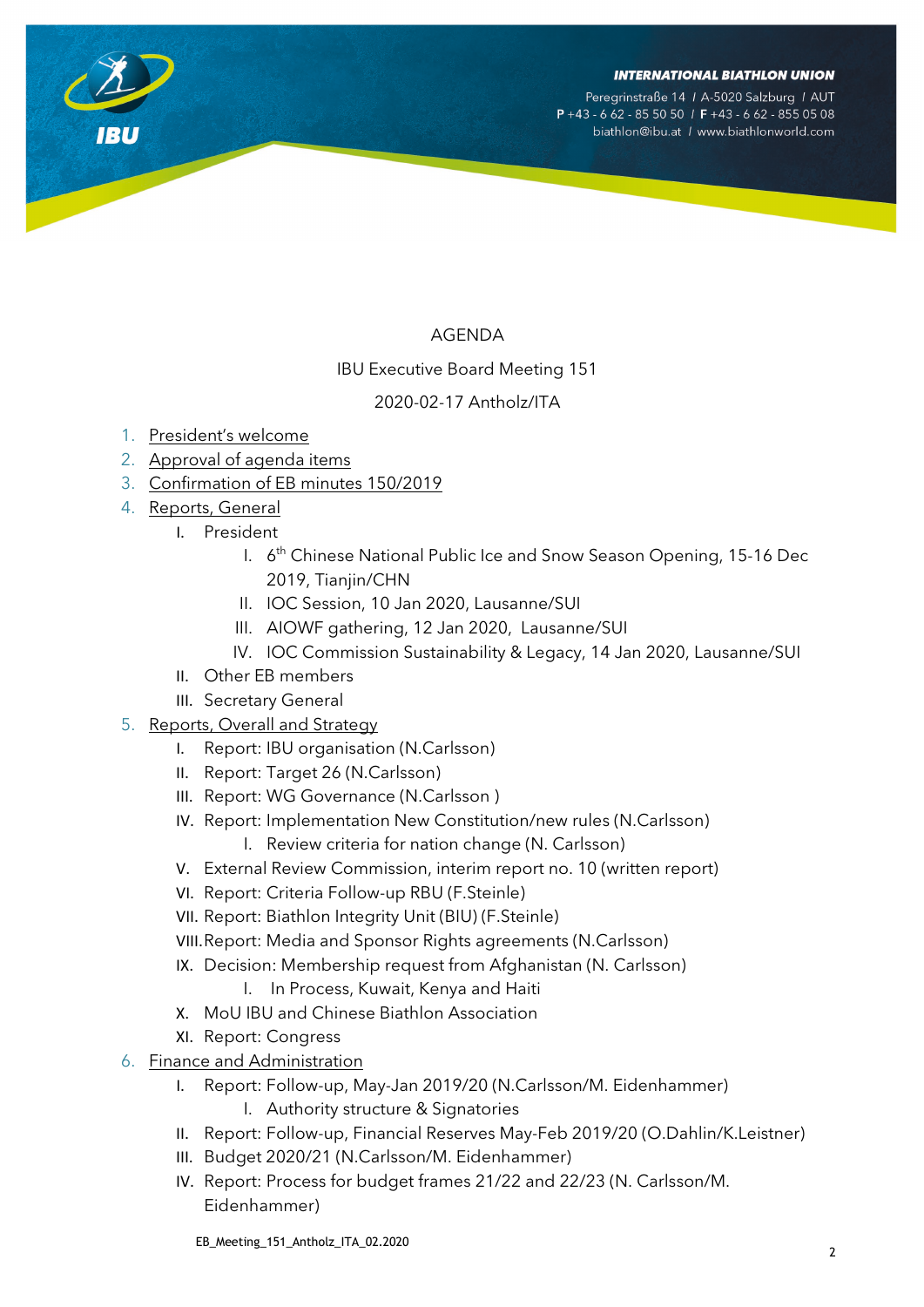AGENDA

IBU Executive Board Meeting 151

2020-02-17 Antholz/ITA

1. President's welcome
2. Approval of agenda items
3. Confirmation of EB minutes 150/2019
4. Reports, General
   I. President
      I. 6th Chinese National Public Ice and Snow Season Opening, 15-16 Dec 2019, Tianjin/CHN
      II. IOC Session, 10 Jan 2020, Lausanne/SUI
      III. AIOWF gathering, 12 Jan 2020, Lausanne/SUI
      IV. IOC Commission Sustainability & Legacy, 14 Jan 2020, Lausanne/SUI
   II. Other EB members
   III. Secretary General
5. Reports, Overall and Strategy
   I. Report: IBU organisation (N.Carlsson)
   II. Report: Target 26 (N.Carlsson)
   III. Report: WG Governance (N.Carlsson )
   IV. Report: Implementation New Constitution/new rules (N.Carlsson)
      I. Review criteria for nation change (N. Carlsson)
   V. External Review Commission, interim report no. 10 (written report)
   VI. Report: Criteria Follow-up RBU (F.Steinle)
   VII. Report: Biathlon Integrity Unit (BIU) (F.Steinle)
   VIII. Report: Media and Sponsor Rights agreements (N.Carlsson)
   IX. Decision: Membership request from Afghanistan (N. Carlsson)
      I. In Process, Kuwait, Kenya and Haiti
   X. MoU IBU and Chinese Biathlon Association
   XI. Report: Congress
6. Finance and Administration
   I. Report: Follow-up, May-Jan 2019/20 (N.Carlsson/M. Eidenhammer)
      I. Authority structure & Signatories
   II. Report: Follow-up, Financial Reserves May-Feb 2019/20 (O.Dahlin/K.Leistner)
   III. Budget 2020/21 (N.Carlsson/M. Eidenhammer)
   IV. Report: Process for budget frames 21/22 and 22/23 (N. Carlsson/M. Eidenhammer)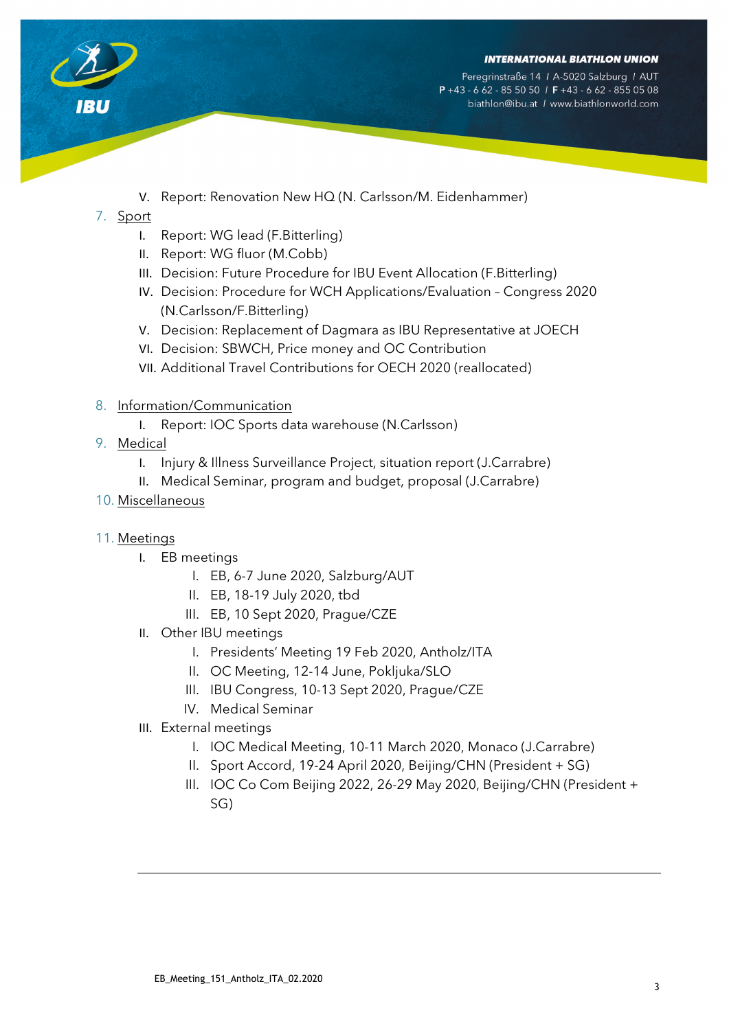V. Report: Renovation New HQ (N. Carlsson/M. Eidenhammer)

7. Sport
   I. Report: WG lead (F.Bitterling)
   II. Report: WG fluor (M.Cobb)
   III. Decision: Future Procedure for IBU Event Allocation (F.Bitterling)
   IV. Decision: Procedure for WCH Applications/Evaluation – Congress 2020 (N.Carlsson/F.Bitterling)
   V. Decision: Replacement of Dagmara as IBU Representative at JOECH
   VI. Decision: SBWCH, Price money and OC Contribution
   VII. Additional Travel Contributions for OECH 2020 (reallocated)

8. Information/Communication
   I. Report: IOC Sports data warehouse (N.Carlsson)

9. Medical
   I. Injury & Illness Surveillance Project, situation report (J.Carrabre)
   II. Medical Seminar, program and budget, proposal (J.Carrabre)

10. Miscellaneous

11. Meetings
    I. EB meetings
       I. EB, 6-7 June 2020, Salzburg/AUT
       II. EB, 18-19 July 2020, tbd
       III. EB, 10 Sept 2020, Prague/CZE
    II. Other IBU meetings
       I. Presidents' Meeting 19 Feb 2020, Antholz/ITA
       II. OC Meeting, 12-14 June, Pokljuka/SLO
       III. IBU Congress, 10-13 Sept 2020, Prague/CZE
       IV. Medical Seminar
    III. External meetings
       I. IOC Medical Meeting, 10-11 March 2020, Monaco (J.Carrabre)
       II. Sport Accord, 19-24 April 2020, Beijing/CHN (President + SG)
       III. IOC Co Com Beijing 2022, 26-29 May 2020, Beijing/CHN (President + SG)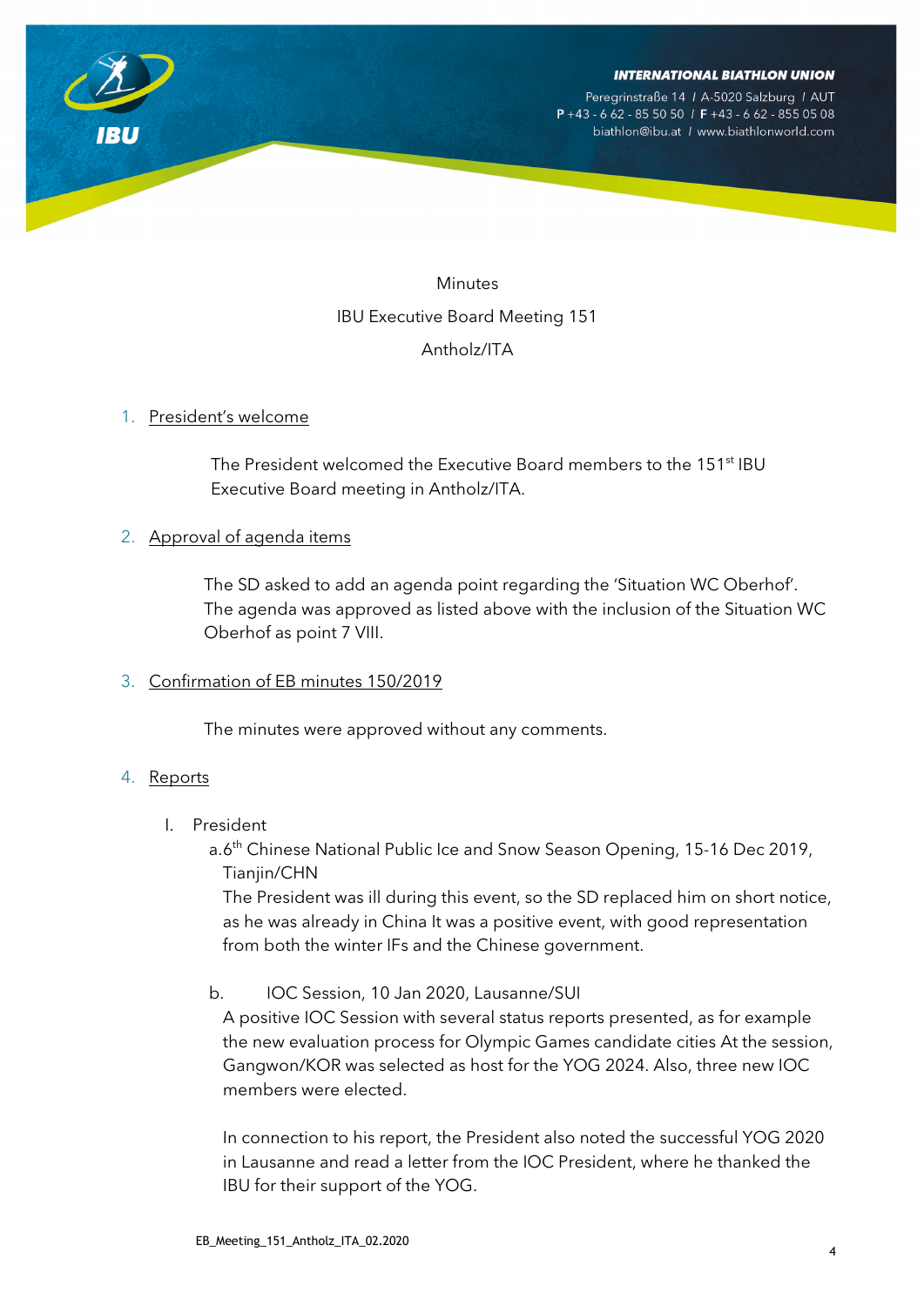Minutes

IBU Executive Board Meeting 151

Antholz/ITA

1. President's welcome

   The President welcomed the Executive Board members to the 151st IBU Executive Board meeting in Antholz/ITA.

2. Approval of agenda items

   The SD asked to add an agenda point regarding the 'Situation WC Oberhof'. The agenda was approved as listed above with the inclusion of the Situation WC Oberhof as point 7 VIII.

3. Confirmation of EB minutes 150/2019

   The minutes were approved without any comments.

4. Reports

   I. President

      a. 6th Chinese National Public Ice and Snow Season Opening, 15-16 Dec 2019, Tianjin/CHN
      The President was ill during this event, so the SD replaced him on short notice, as he was already in China It was a positive event, with good representation from both the winter IFs and the Chinese government.

      b. IOC Session, 10 Jan 2020, Lausanne/SUI
      A positive IOC Session with several status reports presented, as for example the new evaluation process for Olympic Games candidate cities At the session, Gangwon/KOR was selected as host for the YOG 2024. Also, three new IOC members were elected.

      In connection to his report, the President also noted the successful YOG 2020 in Lausanne and read a letter from the IOC President, where he thanked the IBU for their support of the YOG.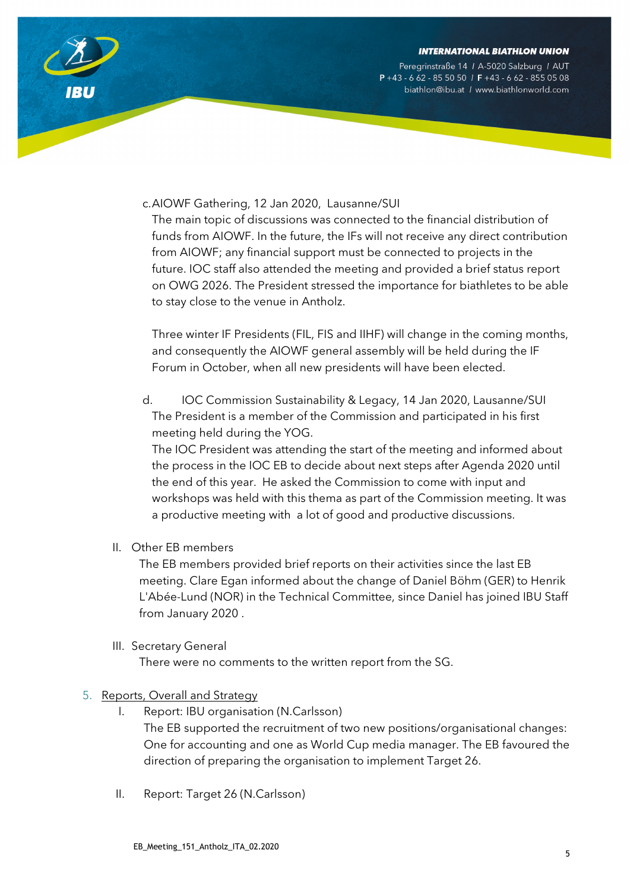c. AIOWF Gathering, 12 Jan 2020, Lausanne/SUI

The main topic of discussions was connected to the financial distribution of funds from AIOWF. In the future, the IFs will not receive any direct contribution from AIOWF; any financial support must be connected to projects in the future. IOC staff also attended the meeting and provided a brief status report on OWG 2026. The President stressed the importance for biathletes to be able to stay close to the venue in Antholz.

Three winter IF Presidents (FIL, FIS and IIHF) will change in the coming months, and consequently the AIOWF general assembly will be held during the IF Forum in October, when all new presidents will have been elected.

d. IOC Commission Sustainability & Legacy, 14 Jan 2020, Lausanne/SUI

The President is a member of the Commission and participated in his first meeting held during the YOG.

The IOC President was attending the start of the meeting and informed about the process in the IOC EB to decide about next steps after Agenda 2020 until the end of this year. He asked the Commission to come with input and workshops was held with this thema as part of the Commission meeting. It was a productive meeting with a lot of good and productive discussions.

II. Other EB members

The EB members provided brief reports on their activities since the last EB meeting. Clare Egan informed about the change of Daniel Böhm (GER) to Henrik L'Abée-Lund (NOR) in the Technical Committee, since Daniel has joined IBU Staff from January 2020 .

III. Secretary General

There were no comments to the written report from the SG.

5. Reports, Overall and Strategy

I. Report: IBU organisation (N.Carlsson)

The EB supported the recruitment of two new positions/organisational changes: One for accounting and one as World Cup media manager. The EB favoured the direction of preparing the organisation to implement Target 26.

II. Report: Target 26 (N.Carlsson)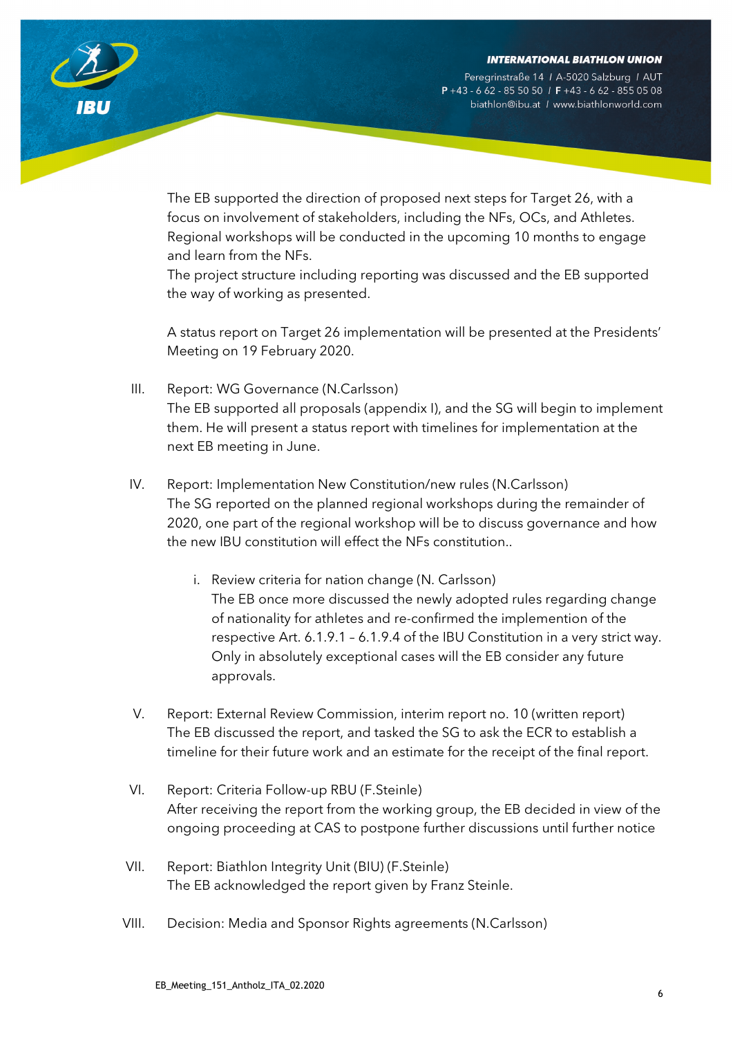The EB supported the direction of proposed next steps for Target 26, with a focus on involvement of stakeholders, including the NFs, OCs, and Athletes. Regional workshops will be conducted in the upcoming 10 months to engage and learn from the NFs.
The project structure including reporting was discussed and the EB supported the way of working as presented.

A status report on Target 26 implementation will be presented at the Presidents' Meeting on 19 February 2020.

III. Report: WG Governance (N.Carlsson)
The EB supported all proposals (appendix I), and the SG will begin to implement them. He will present a status report with timelines for implementation at the next EB meeting in June.

IV. Report: Implementation New Constitution/new rules (N.Carlsson)
The SG reported on the planned regional workshops during the remainder of 2020, one part of the regional workshop will be to discuss governance and how the new IBU constitution will effect the NFs constitution..

   i. Review criteria for nation change (N. Carlsson)
   The EB once more discussed the newly adopted rules regarding change of nationality for athletes and re-confirmed the implemention of the respective Art. 6.1.9.1 – 6.1.9.4 of the IBU Constitution in a very strict way. Only in absolutely exceptional cases will the EB consider any future approvals.

V. Report: External Review Commission, interim report no. 10 (written report)
The EB discussed the report, and tasked the SG to ask the ECR to establish a timeline for their future work and an estimate for the receipt of the final report.

VI. Report: Criteria Follow-up RBU (F.Steinle)
After receiving the report from the working group, the EB decided in view of the ongoing proceeding at CAS to postpone further discussions until further notice

VII. Report: Biathlon Integrity Unit (BIU) (F.Steinle)
The EB acknowledged the report given by Franz Steinle.

VIII. Decision: Media and Sponsor Rights agreements (N.Carlsson)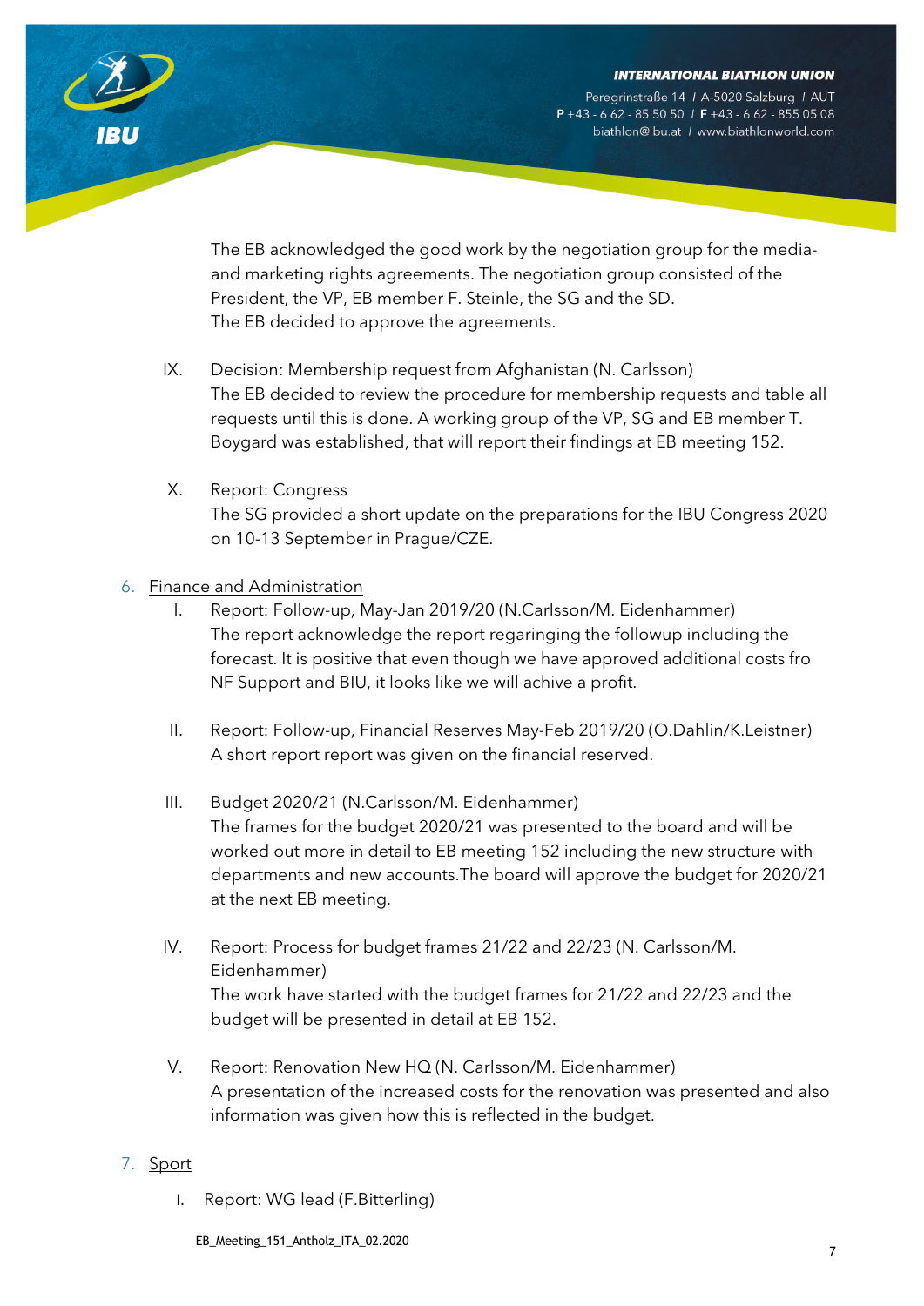The EB acknowledged the good work by the negotiation group for the media- and marketing rights agreements. The negotiation group consisted of the President, the VP, EB member F. Steinle, the SG and the SD.
The EB decided to approve the agreements.

IX. Decision: Membership request from Afghanistan (N. Carlsson)
The EB decided to review the procedure for membership requests and table all requests until this is done. A working group of the VP, SG and EB member T. Boygard was established, that will report their findings at EB meeting 152.

X. Report: Congress
The SG provided a short update on the preparations for the IBU Congress 2020 on 10-13 September in Prague/CZE.

6. Finance and Administration

I. Report: Follow-up, May-Jan 2019/20 (N.Carlsson/M. Eidenhammer)
The report acknowledge the report regaringing the followup including the forecast. It is positive that even though we have approved additional costs fro NF Support and BIU, it looks like we will achive a profit.

II. Report: Follow-up, Financial Reserves May-Feb 2019/20 (O.Dahlin/K.Leistner)
A short report report was given on the financial reserved.

III. Budget 2020/21 (N.Carlsson/M. Eidenhammer)
The frames for the budget 2020/21 was presented to the board and will be worked out more in detail to EB meeting 152 including the new structure with departments and new accounts.The board will approve the budget for 2020/21 at the next EB meeting.

IV. Report: Process for budget frames 21/22 and 22/23 (N. Carlsson/M. Eidenhammer)
The work have started with the budget frames for 21/22 and 22/23 and the budget will be presented in detail at EB 152.

V. Report: Renovation New HQ (N. Carlsson/M. Eidenhammer)
A presentation of the increased costs for the renovation was presented and also information was given how this is reflected in the budget.

7. Sport

I. Report: WG lead (F.Bitterling)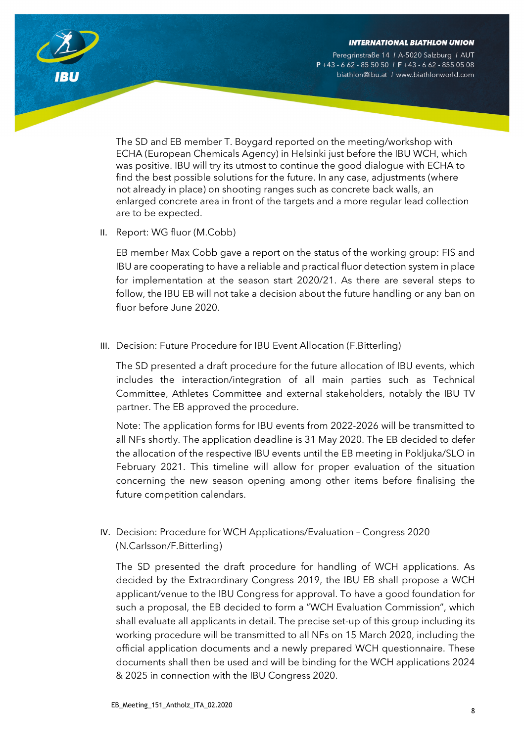The SD and EB member T. Boygard reported on the meeting/workshop with ECHA (European Chemicals Agency) in Helsinki just before the IBU WCH, which was positive. IBU will try its utmost to continue the good dialogue with ECHA to find the best possible solutions for the future. In any case, adjustments (where not already in place) on shooting ranges such as concrete back walls, an enlarged concrete area in front of the targets and a more regular lead collection are to be expected.

II. Report: WG fluor (M.Cobb)

EB member Max Cobb gave a report on the status of the working group: FIS and IBU are cooperating to have a reliable and practical fluor detection system in place for implementation at the season start 2020/21. As there are several steps to follow, the IBU EB will not take a decision about the future handling or any ban on fluor before June 2020.

III. Decision: Future Procedure for IBU Event Allocation (F.Bitterling)

The SD presented a draft procedure for the future allocation of IBU events, which includes the interaction/integration of all main parties such as Technical Committee, Athletes Committee and external stakeholders, notably the IBU TV partner. The EB approved the procedure.

Note: The application forms for IBU events from 2022-2026 will be transmitted to all NFs shortly. The application deadline is 31 May 2020. The EB decided to defer the allocation of the respective IBU events until the EB meeting in Pokljuka/SLO in February 2021. This timeline will allow for proper evaluation of the situation concerning the new season opening among other items before finalising the future competition calendars.

IV. Decision: Procedure for WCH Applications/Evaluation – Congress 2020 (N.Carlsson/F.Bitterling)

The SD presented the draft procedure for handling of WCH applications. As decided by the Extraordinary Congress 2019, the IBU EB shall propose a WCH applicant/venue to the IBU Congress for approval. To have a good foundation for such a proposal, the EB decided to form a "WCH Evaluation Commission", which shall evaluate all applicants in detail. The precise set-up of this group including its working procedure will be transmitted to all NFs on 15 March 2020, including the official application documents and a newly prepared WCH questionnaire. These documents shall then be used and will be binding for the WCH applications 2024 & 2025 in connection with the IBU Congress 2020.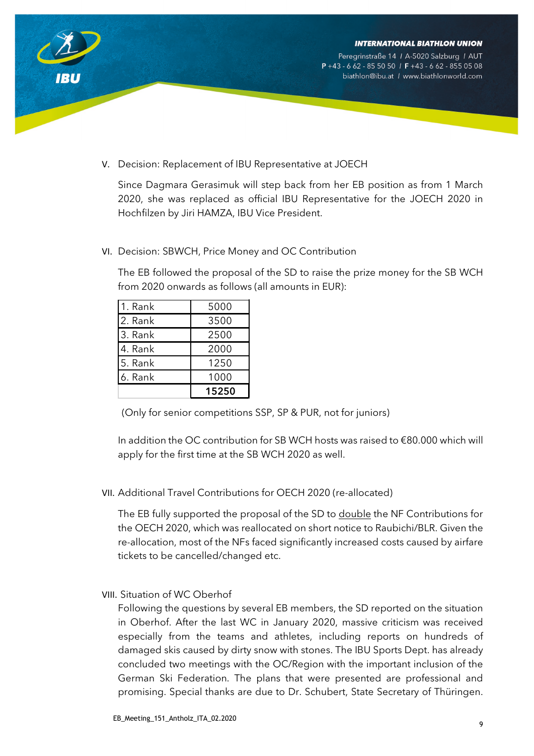V. Decision: Replacement of IBU Representative at JOECH

Since Dagmara Gerasimuk will step back from her EB position as from 1 March 2020, she was replaced as official IBU Representative for the JOECH 2020 in Hochfilzen by Jiri HAMZA, IBU Vice President.

VI. Decision: SBWCH, Price Money and OC Contribution

The EB followed the proposal of the SD to raise the prize money for the SB WCH from 2020 onwards as follows (all amounts in EUR):

| | |
|---|---|
| 1. Rank | 5000 |
| 2. Rank | 3500 |
| 3. Rank | 2500 |
| 4. Rank | 2000 |
| 5. Rank | 1250 |
| 6. Rank | 1000 |
| | **15250** |

(Only for senior competitions SSP, SP & PUR, not for juniors)

In addition the OC contribution for SB WCH hosts was raised to €80.000 which will apply for the first time at the SB WCH 2020 as well.

VII. Additional Travel Contributions for OECH 2020 (re-allocated)

The EB fully supported the proposal of the SD to double the NF Contributions for the OECH 2020, which was reallocated on short notice to Raubichi/BLR. Given the re-allocation, most of the NFs faced significantly increased costs caused by airfare tickets to be cancelled/changed etc.

VIII. Situation of WC Oberhof

Following the questions by several EB members, the SD reported on the situation in Oberhof. After the last WC in January 2020, massive criticism was received especially from the teams and athletes, including reports on hundreds of damaged skis caused by dirty snow with stones. The IBU Sports Dept. has already concluded two meetings with the OC/Region with the important inclusion of the German Ski Federation. The plans that were presented are professional and promising. Special thanks are due to Dr. Schubert, State Secretary of Thüringen.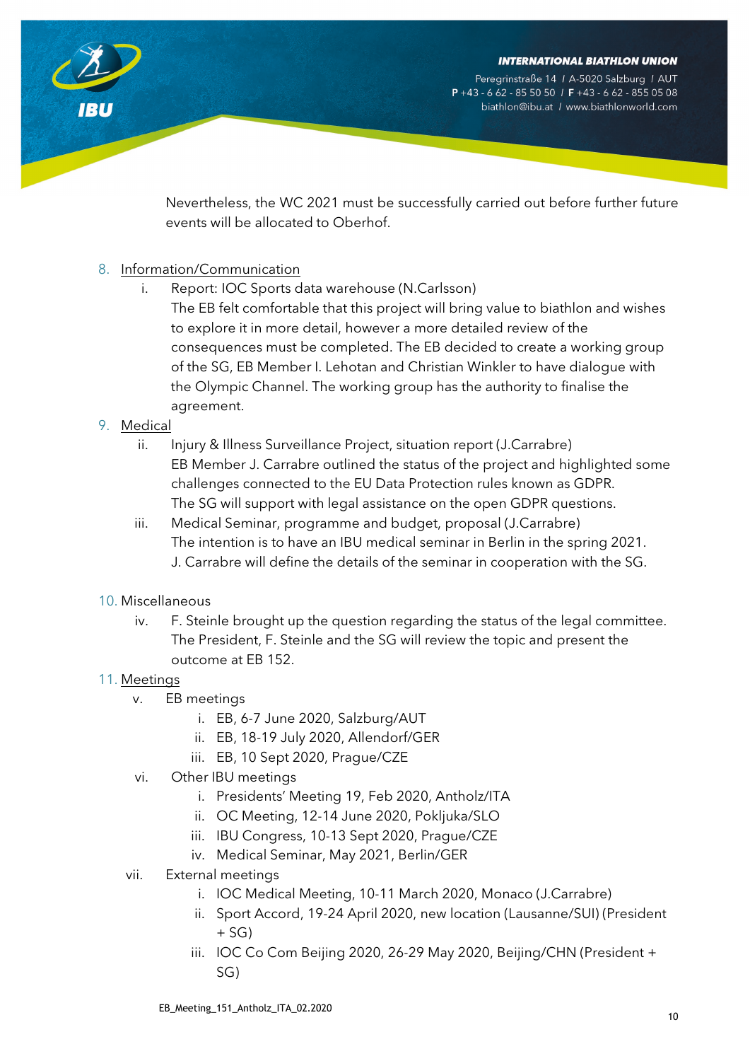Nevertheless, the WC 2021 must be successfully carried out before further future events will be allocated to Oberhof.

8. <u>Information/Communication</u>
   i. Report: IOC Sports data warehouse (N.Carlsson)
   The EB felt comfortable that this project will bring value to biathlon and wishes to explore it in more detail, however a more detailed review of the consequences must be completed. The EB decided to create a working group of the SG, EB Member I. Lehotan and Christian Winkler to have dialogue with the Olympic Channel. The working group has the authority to finalise the agreement.

9. <u>Medical</u>
   ii. Injury & Illness Surveillance Project, situation report (J.Carrabre)
   EB Member J. Carrabre outlined the status of the project and highlighted some challenges connected to the EU Data Protection rules known as GDPR.
   The SG will support with legal assistance on the open GDPR questions.
   iii. Medical Seminar, programme and budget, proposal (J.Carrabre)
   The intention is to have an IBU medical seminar in Berlin in the spring 2021.
   J. Carrabre will define the details of the seminar in cooperation with the SG.

10. Miscellaneous
   iv. F. Steinle brought up the question regarding the status of the legal committee.
   The President, F. Steinle and the SG will review the topic and present the outcome at EB 152.

11. <u>Meetings</u>
   v. EB meetings
      i. EB, 6-7 June 2020, Salzburg/AUT
      ii. EB, 18-19 July 2020, Allendorf/GER
      iii. EB, 10 Sept 2020, Prague/CZE
   vi. Other IBU meetings
      i. Presidents' Meeting 19, Feb 2020, Antholz/ITA
      ii. OC Meeting, 12-14 June 2020, Pokljuka/SLO
      iii. IBU Congress, 10-13 Sept 2020, Prague/CZE
      iv. Medical Seminar, May 2021, Berlin/GER
   vii. External meetings
      i. IOC Medical Meeting, 10-11 March 2020, Monaco (J.Carrabre)
      ii. Sport Accord, 19-24 April 2020, new location (Lausanne/SUI) (President + SG)
      iii. IOC Co Com Beijing 2020, 26-29 May 2020, Beijing/CHN (President + SG)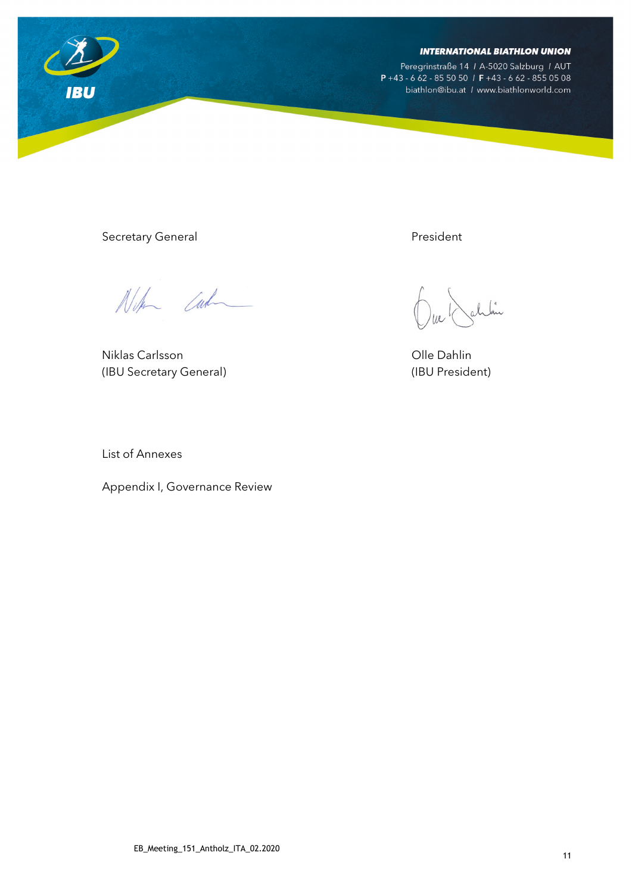Secretary General

Niklas Carlsson
(IBU Secretary General)

President

Olle Dahlin
(IBU President)

List of Annexes

Appendix I, Governance Review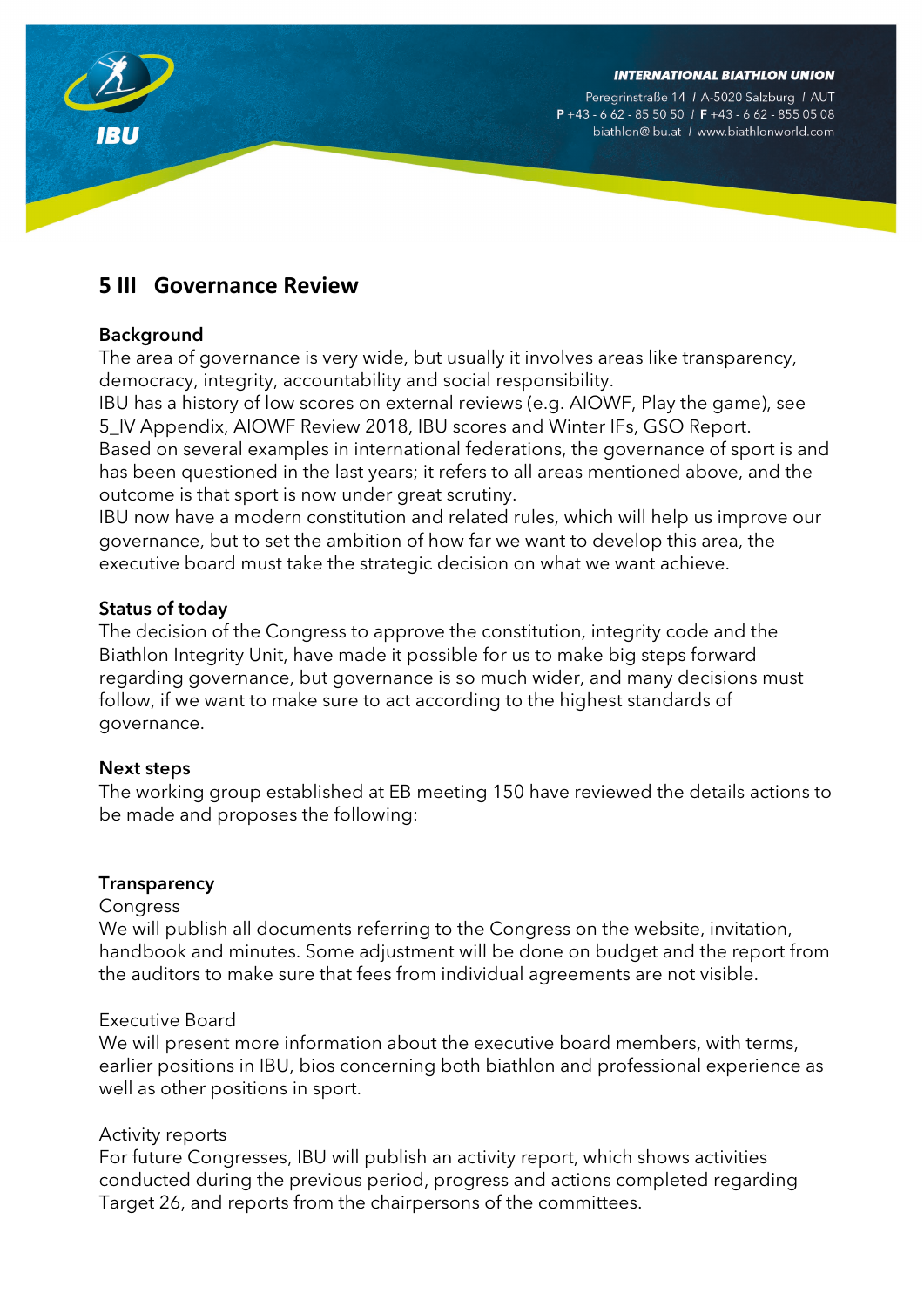## 5 III Governance Review

**Background**

The area of governance is very wide, but usually it involves areas like transparency, democracy, integrity, accountability and social responsibility.

IBU has a history of low scores on external reviews (e.g. AIOWF, Play the game), see 5_IV Appendix, AIOWF Review 2018, IBU scores and Winter IFs, GSO Report.

Based on several examples in international federations, the governance of sport is and has been questioned in the last years; it refers to all areas mentioned above, and the outcome is that sport is now under great scrutiny.

IBU now have a modern constitution and related rules, which will help us improve our governance, but to set the ambition of how far we want to develop this area, the executive board must take the strategic decision on what we want achieve.

**Status of today**

The decision of the Congress to approve the constitution, integrity code and the Biathlon Integrity Unit, have made it possible for us to make big steps forward regarding governance, but governance is so much wider, and many decisions must follow, if we want to make sure to act according to the highest standards of governance.

**Next steps**

The working group established at EB meeting 150 have reviewed the details actions to be made and proposes the following:

**Transparency**

Congress

We will publish all documents referring to the Congress on the website, invitation, handbook and minutes. Some adjustment will be done on budget and the report from the auditors to make sure that fees from individual agreements are not visible.

Executive Board

We will present more information about the executive board members, with terms, earlier positions in IBU, bios concerning both biathlon and professional experience as well as other positions in sport.

Activity reports

For future Congresses, IBU will publish an activity report, which shows activities conducted during the previous period, progress and actions completed regarding Target 26, and reports from the chairpersons of the committees.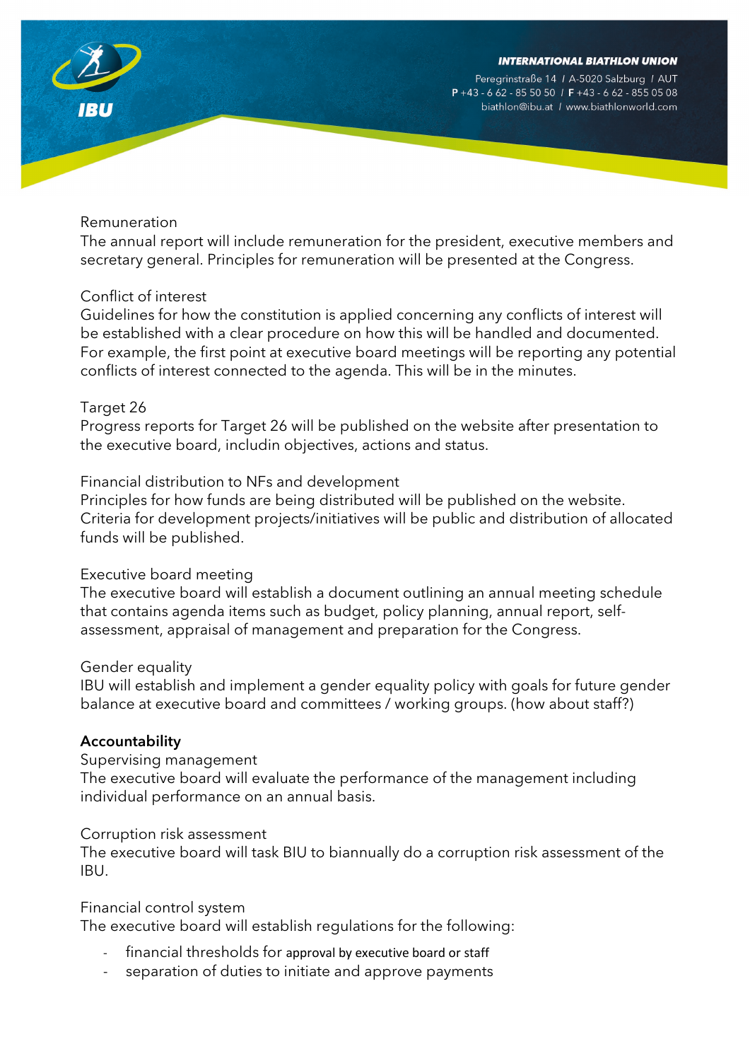Remuneration
The annual report will include remuneration for the president, executive members and secretary general. Principles for remuneration will be presented at the Congress.

Conflict of interest
Guidelines for how the constitution is applied concerning any conflicts of interest will be established with a clear procedure on how this will be handled and documented. For example, the first point at executive board meetings will be reporting any potential conflicts of interest connected to the agenda. This will be in the minutes.

Target 26
Progress reports for Target 26 will be published on the website after presentation to the executive board, includin objectives, actions and status.

Financial distribution to NFs and development
Principles for how funds are being distributed will be published on the website. Criteria for development projects/initiatives will be public and distribution of allocated funds will be published.

Executive board meeting
The executive board will establish a document outlining an annual meeting schedule that contains agenda items such as budget, policy planning, annual report, self-assessment, appraisal of management and preparation for the Congress.

Gender equality
IBU will establish and implement a gender equality policy with goals for future gender balance at executive board and committees / working groups. (how about staff?)

**Accountability**

Supervising management
The executive board will evaluate the performance of the management including individual performance on an annual basis.

Corruption risk assessment
The executive board will task BIU to biannually do a corruption risk assessment of the IBU.

Financial control system
The executive board will establish regulations for the following:

- financial thresholds for approval by executive board or staff
- separation of duties to initiate and approve payments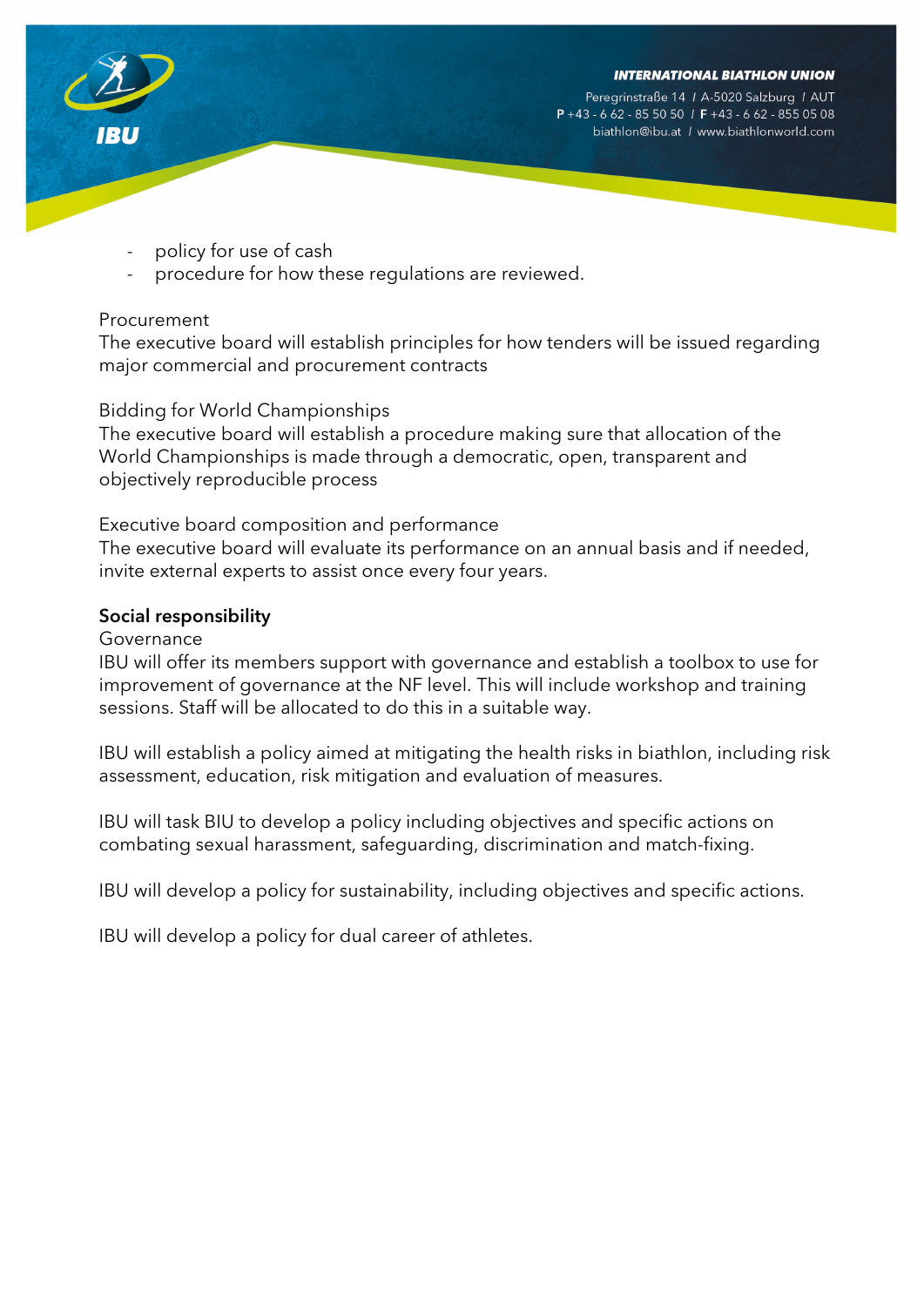- policy for use of cash
- procedure for how these regulations are reviewed.

Procurement
The executive board will establish principles for how tenders will be issued regarding major commercial and procurement contracts

Bidding for World Championships
The executive board will establish a procedure making sure that allocation of the World Championships is made through a democratic, open, transparent and objectively reproducible process

Executive board composition and performance
The executive board will evaluate its performance on an annual basis and if needed, invite external experts to assist once every four years.

**Social responsibility**
Governance
IBU will offer its members support with governance and establish a toolbox to use for improvement of governance at the NF level. This will include workshop and training sessions. Staff will be allocated to do this in a suitable way.

IBU will establish a policy aimed at mitigating the health risks in biathlon, including risk assessment, education, risk mitigation and evaluation of measures.

IBU will task BIU to develop a policy including objectives and specific actions on combating sexual harassment, safeguarding, discrimination and match-fixing.

IBU will develop a policy for sustainability, including objectives and specific actions.

IBU will develop a policy for dual career of athletes.